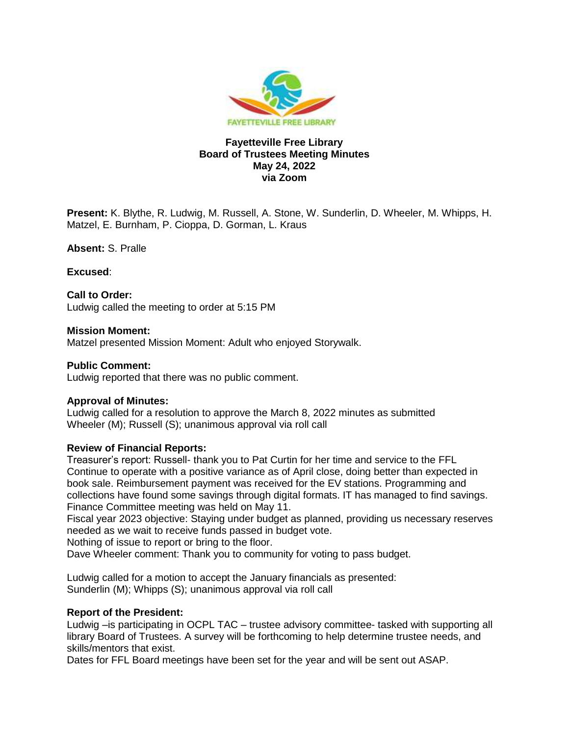FAYETTEVILLE FREE LIBRARY

# Fayetteville Free Library
## Board of Trustees Meeting Minutes
## May 24, 2022
## via Zoom

**Present:** K. Blythe, R. Ludwig, M. Russell, A. Stone, W. Sunderlin, D. Wheeler, M. Whipps, H. Matzel, E. Burnham, P. Cioppa, D. Gorman, L. Kraus

**Absent:** S. Pralle

**Excused**:

**Call to Order:**
Ludwig called the meeting to order at 5:15 PM

**Mission Moment:**
Matzel presented Mission Moment: Adult who enjoyed Storywalk.

**Public Comment:**
Ludwig reported that there was no public comment.

**Approval of Minutes:**
Ludwig called for a resolution to approve the March 8, 2022 minutes as submitted
Wheeler (M); Russell (S); unanimous approval via roll call

**Review of Financial Reports:**
Treasurer's report: Russell- thank you to Pat Curtin for her time and service to the FFL
Continue to operate with a positive variance as of April close, doing better than expected in book sale. Reimbursement payment was received for the EV stations. Programming and collections have found some savings through digital formats. IT has managed to find savings. Finance Committee meeting was held on May 11.
Fiscal year 2023 objective: Staying under budget as planned, providing us necessary reserves needed as we wait to receive funds passed in budget vote.
Nothing of issue to report or bring to the floor.
Dave Wheeler comment: Thank you to community for voting to pass budget.

Ludwig called for a motion to accept the January financials as presented:
Sunderlin (M); Whipps (S); unanimous approval via roll call

**Report of the President:**
Ludwig –is participating in OCPL TAC – trustee advisory committee- tasked with supporting all library Board of Trustees. A survey will be forthcoming to help determine trustee needs, and skills/mentors that exist.
Dates for FFL Board meetings have been set for the year and will be sent out ASAP.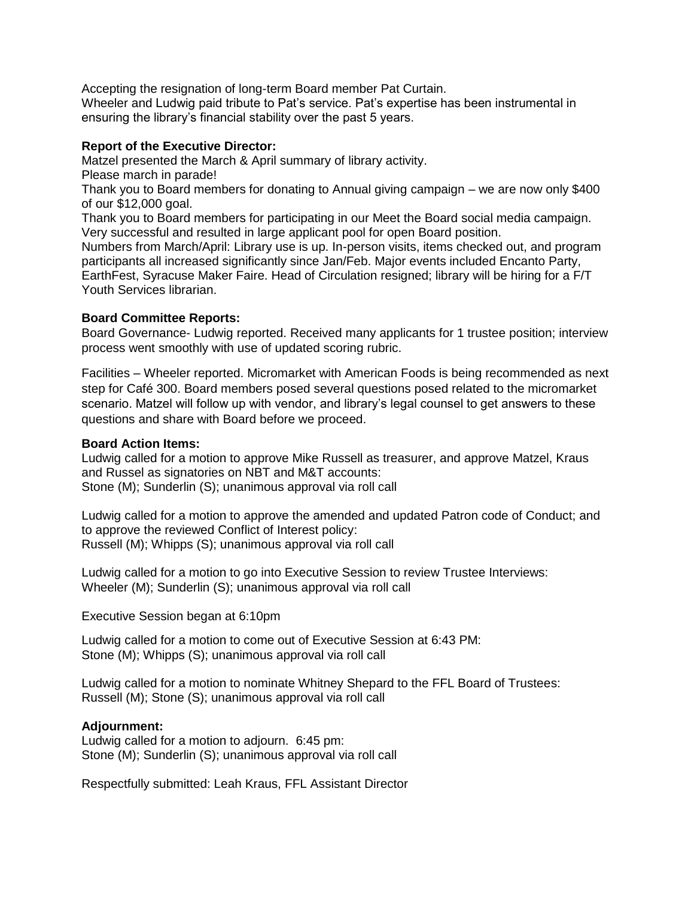Accepting the resignation of long-term Board member Pat Curtain.
Wheeler and Ludwig paid tribute to Pat's service. Pat's expertise has been instrumental in ensuring the library's financial stability over the past 5 years.

**Report of the Executive Director:**
Matzel presented the March & April summary of library activity.
Please march in parade!
Thank you to Board members for donating to Annual giving campaign – we are now only $400 of our $12,000 goal.
Thank you to Board members for participating in our Meet the Board social media campaign. Very successful and resulted in large applicant pool for open Board position.
Numbers from March/April: Library use is up. In-person visits, items checked out, and program participants all increased significantly since Jan/Feb. Major events included Encanto Party, EarthFest, Syracuse Maker Faire. Head of Circulation resigned; library will be hiring for a F/T Youth Services librarian.

**Board Committee Reports:**
Board Governance- Ludwig reported. Received many applicants for 1 trustee position; interview process went smoothly with use of updated scoring rubric.

Facilities – Wheeler reported. Micromarket with American Foods is being recommended as next step for Café 300. Board members posed several questions posed related to the micromarket scenario. Matzel will follow up with vendor, and library's legal counsel to get answers to these questions and share with Board before we proceed.

**Board Action Items:**
Ludwig called for a motion to approve Mike Russell as treasurer, and approve Matzel, Kraus and Russel as signatories on NBT and M&T accounts:
Stone (M); Sunderlin (S); unanimous approval via roll call

Ludwig called for a motion to approve the amended and updated Patron code of Conduct; and to approve the reviewed Conflict of Interest policy:
Russell (M); Whipps (S); unanimous approval via roll call

Ludwig called for a motion to go into Executive Session to review Trustee Interviews:
Wheeler (M); Sunderlin (S); unanimous approval via roll call

Executive Session began at 6:10pm

Ludwig called for a motion to come out of Executive Session at 6:43 PM:
Stone (M); Whipps (S); unanimous approval via roll call

Ludwig called for a motion to nominate Whitney Shepard to the FFL Board of Trustees:
Russell (M); Stone (S); unanimous approval via roll call

**Adjournment:**
Ludwig called for a motion to adjourn. 6:45 pm:
Stone (M); Sunderlin (S); unanimous approval via roll call

Respectfully submitted: Leah Kraus, FFL Assistant Director